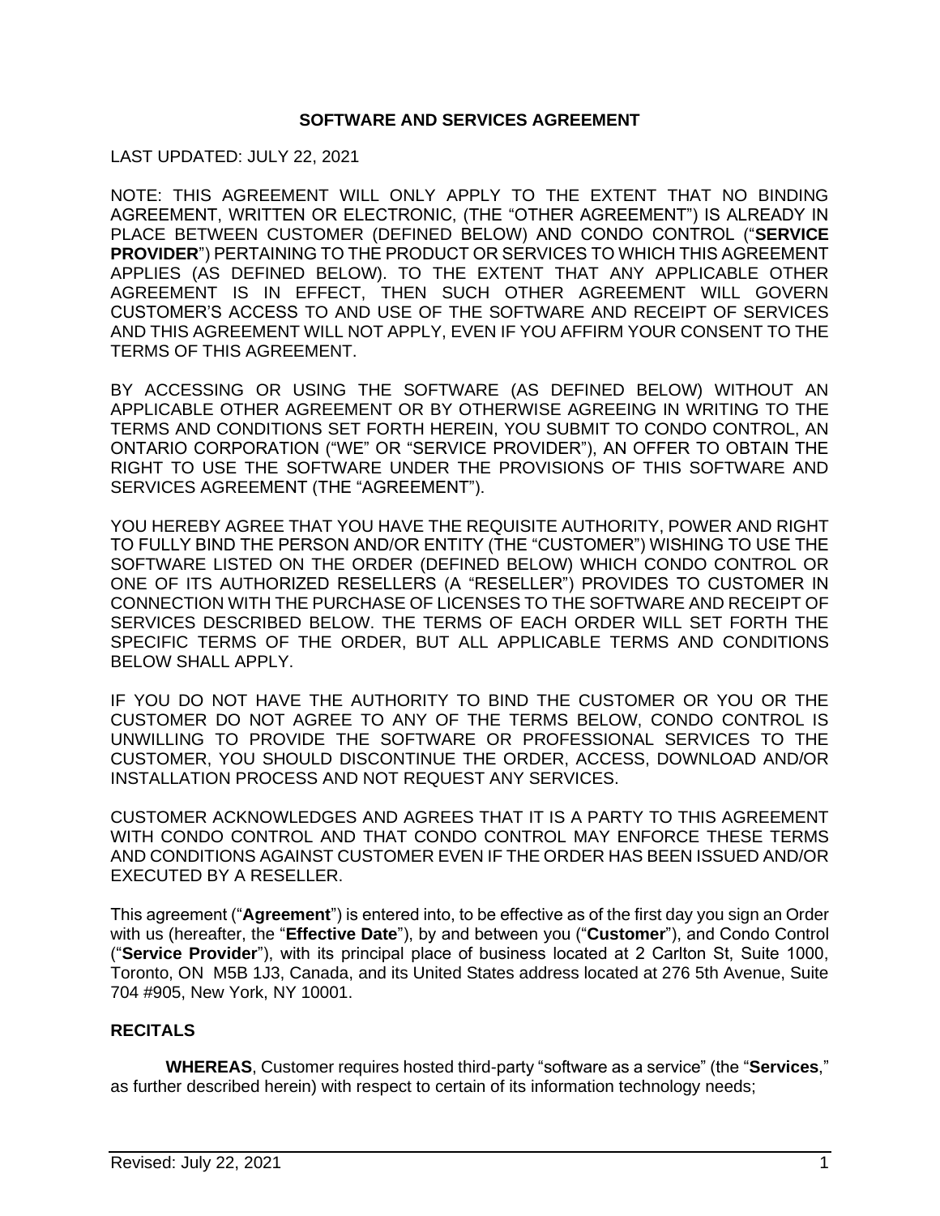# SOFTWARE AND SERVICES AGREEMENT

LAST UPDATED: JULY 22, 2021

NOTE: THIS AGREEMENT WILL ONLY APPLY TO THE EXTENT THAT NO BINDING AGREEMENT, WRITTEN OR ELECTRONIC, (THE "OTHER AGREEMENT") IS ALREADY IN PLACE BETWEEN CUSTOMER (DEFINED BELOW) AND CONDO CONTROL ("**SERVICE PROVIDER**") PERTAINING TO THE PRODUCT OR SERVICES TO WHICH THIS AGREEMENT APPLIES (AS DEFINED BELOW). TO THE EXTENT THAT ANY APPLICABLE OTHER AGREEMENT IS IN EFFECT, THEN SUCH OTHER AGREEMENT WILL GOVERN CUSTOMER'S ACCESS TO AND USE OF THE SOFTWARE AND RECEIPT OF SERVICES AND THIS AGREEMENT WILL NOT APPLY, EVEN IF YOU AFFIRM YOUR CONSENT TO THE TERMS OF THIS AGREEMENT.

BY ACCESSING OR USING THE SOFTWARE (AS DEFINED BELOW) WITHOUT AN APPLICABLE OTHER AGREEMENT OR BY OTHERWISE AGREEING IN WRITING TO THE TERMS AND CONDITIONS SET FORTH HEREIN, YOU SUBMIT TO CONDO CONTROL, AN ONTARIO CORPORATION ("WE" OR "SERVICE PROVIDER"), AN OFFER TO OBTAIN THE RIGHT TO USE THE SOFTWARE UNDER THE PROVISIONS OF THIS SOFTWARE AND SERVICES AGREEMENT (THE "AGREEMENT").

YOU HEREBY AGREE THAT YOU HAVE THE REQUISITE AUTHORITY, POWER AND RIGHT TO FULLY BIND THE PERSON AND/OR ENTITY (THE "CUSTOMER") WISHING TO USE THE SOFTWARE LISTED ON THE ORDER (DEFINED BELOW) WHICH CONDO CONTROL OR ONE OF ITS AUTHORIZED RESELLERS (A "RESELLER") PROVIDES TO CUSTOMER IN CONNECTION WITH THE PURCHASE OF LICENSES TO THE SOFTWARE AND RECEIPT OF SERVICES DESCRIBED BELOW. THE TERMS OF EACH ORDER WILL SET FORTH THE SPECIFIC TERMS OF THE ORDER, BUT ALL APPLICABLE TERMS AND CONDITIONS BELOW SHALL APPLY.

IF YOU DO NOT HAVE THE AUTHORITY TO BIND THE CUSTOMER OR YOU OR THE CUSTOMER DO NOT AGREE TO ANY OF THE TERMS BELOW, CONDO CONTROL IS UNWILLING TO PROVIDE THE SOFTWARE OR PROFESSIONAL SERVICES TO THE CUSTOMER, YOU SHOULD DISCONTINUE THE ORDER, ACCESS, DOWNLOAD AND/OR INSTALLATION PROCESS AND NOT REQUEST ANY SERVICES.

CUSTOMER ACKNOWLEDGES AND AGREES THAT IT IS A PARTY TO THIS AGREEMENT WITH CONDO CONTROL AND THAT CONDO CONTROL MAY ENFORCE THESE TERMS AND CONDITIONS AGAINST CUSTOMER EVEN IF THE ORDER HAS BEEN ISSUED AND/OR EXECUTED BY A RESELLER.

This agreement ("**Agreement**") is entered into, to be effective as of the first day you sign an Order with us (hereafter, the "**Effective Date**"), by and between you ("**Customer**"), and Condo Control ("**Service Provider**"), with its principal place of business located at 2 Carlton St, Suite 1000, Toronto, ON M5B 1J3, Canada, and its United States address located at 276 5th Avenue, Suite 704 #905, New York, NY 10001.

## RECITALS

**WHEREAS**, Customer requires hosted third-party "software as a service" (the "**Services**," as further described herein) with respect to certain of its information technology needs;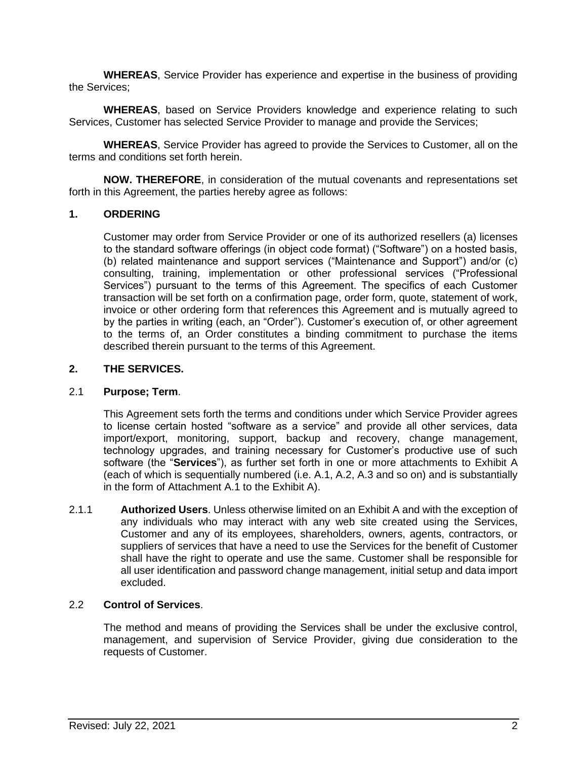**WHEREAS**, Service Provider has experience and expertise in the business of providing the Services;

**WHEREAS**, based on Service Providers knowledge and experience relating to such Services, Customer has selected Service Provider to manage and provide the Services;

**WHEREAS**, Service Provider has agreed to provide the Services to Customer, all on the terms and conditions set forth herein.

**NOW. THEREFORE**, in consideration of the mutual covenants and representations set forth in this Agreement, the parties hereby agree as follows:

## 1. ORDERING

Customer may order from Service Provider or one of its authorized resellers (a) licenses to the standard software offerings (in object code format) ("Software") on a hosted basis, (b) related maintenance and support services ("Maintenance and Support") and/or (c) consulting, training, implementation or other professional services ("Professional Services") pursuant to the terms of this Agreement. The specifics of each Customer transaction will be set forth on a confirmation page, order form, quote, statement of work, invoice or other ordering form that references this Agreement and is mutually agreed to by the parties in writing (each, an "Order"). Customer's execution of, or other agreement to the terms of, an Order constitutes a binding commitment to purchase the items described therein pursuant to the terms of this Agreement.

## 2. THE SERVICES.

### 2.1 Purpose; Term.

This Agreement sets forth the terms and conditions under which Service Provider agrees to license certain hosted "software as a service" and provide all other services, data import/export, monitoring, support, backup and recovery, change management, technology upgrades, and training necessary for Customer's productive use of such software (the "**Services**"), as further set forth in one or more attachments to Exhibit A (each of which is sequentially numbered (i.e. A.1, A.2, A.3 and so on) and is substantially in the form of Attachment A.1 to the Exhibit A).

2.1.1 **Authorized Users**. Unless otherwise limited on an Exhibit A and with the exception of any individuals who may interact with any web site created using the Services, Customer and any of its employees, shareholders, owners, agents, contractors, or suppliers of services that have a need to use the Services for the benefit of Customer shall have the right to operate and use the same. Customer shall be responsible for all user identification and password change management, initial setup and data import excluded.

### 2.2 Control of Services.

The method and means of providing the Services shall be under the exclusive control, management, and supervision of Service Provider, giving due consideration to the requests of Customer.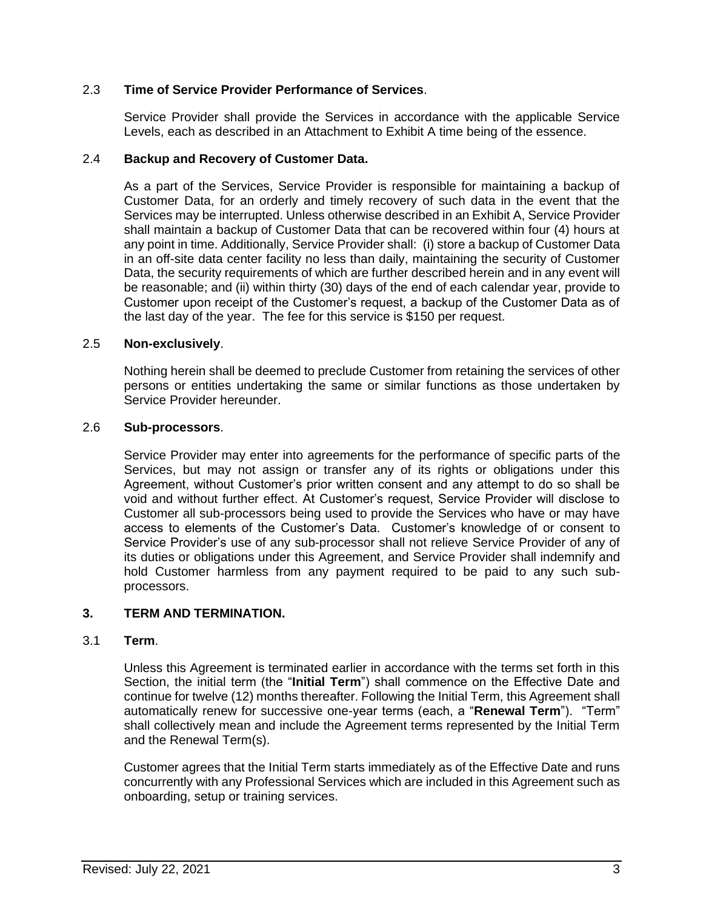### 2.3 **Time of Service Provider Performance of Services**.

Service Provider shall provide the Services in accordance with the applicable Service Levels, each as described in an Attachment to Exhibit A time being of the essence.

### 2.4 **Backup and Recovery of Customer Data.**

As a part of the Services, Service Provider is responsible for maintaining a backup of Customer Data, for an orderly and timely recovery of such data in the event that the Services may be interrupted. Unless otherwise described in an Exhibit A, Service Provider shall maintain a backup of Customer Data that can be recovered within four (4) hours at any point in time. Additionally, Service Provider shall: (i) store a backup of Customer Data in an off-site data center facility no less than daily, maintaining the security of Customer Data, the security requirements of which are further described herein and in any event will be reasonable; and (ii) within thirty (30) days of the end of each calendar year, provide to Customer upon receipt of the Customer's request, a backup of the Customer Data as of the last day of the year. The fee for this service is $150 per request.

### 2.5 **Non-exclusively**.

Nothing herein shall be deemed to preclude Customer from retaining the services of other persons or entities undertaking the same or similar functions as those undertaken by Service Provider hereunder.

### 2.6 **Sub-processors**.

Service Provider may enter into agreements for the performance of specific parts of the Services, but may not assign or transfer any of its rights or obligations under this Agreement, without Customer's prior written consent and any attempt to do so shall be void and without further effect. At Customer's request, Service Provider will disclose to Customer all sub-processors being used to provide the Services who have or may have access to elements of the Customer's Data. Customer's knowledge of or consent to Service Provider's use of any sub-processor shall not relieve Service Provider of any of its duties or obligations under this Agreement, and Service Provider shall indemnify and hold Customer harmless from any payment required to be paid to any such sub-processors.

## 3. **TERM AND TERMINATION.**

### 3.1 **Term**.

Unless this Agreement is terminated earlier in accordance with the terms set forth in this Section, the initial term (the "**Initial Term**") shall commence on the Effective Date and continue for twelve (12) months thereafter. Following the Initial Term, this Agreement shall automatically renew for successive one-year terms (each, a "**Renewal Term**"). "Term" shall collectively mean and include the Agreement terms represented by the Initial Term and the Renewal Term(s).

Customer agrees that the Initial Term starts immediately as of the Effective Date and runs concurrently with any Professional Services which are included in this Agreement such as onboarding, setup or training services.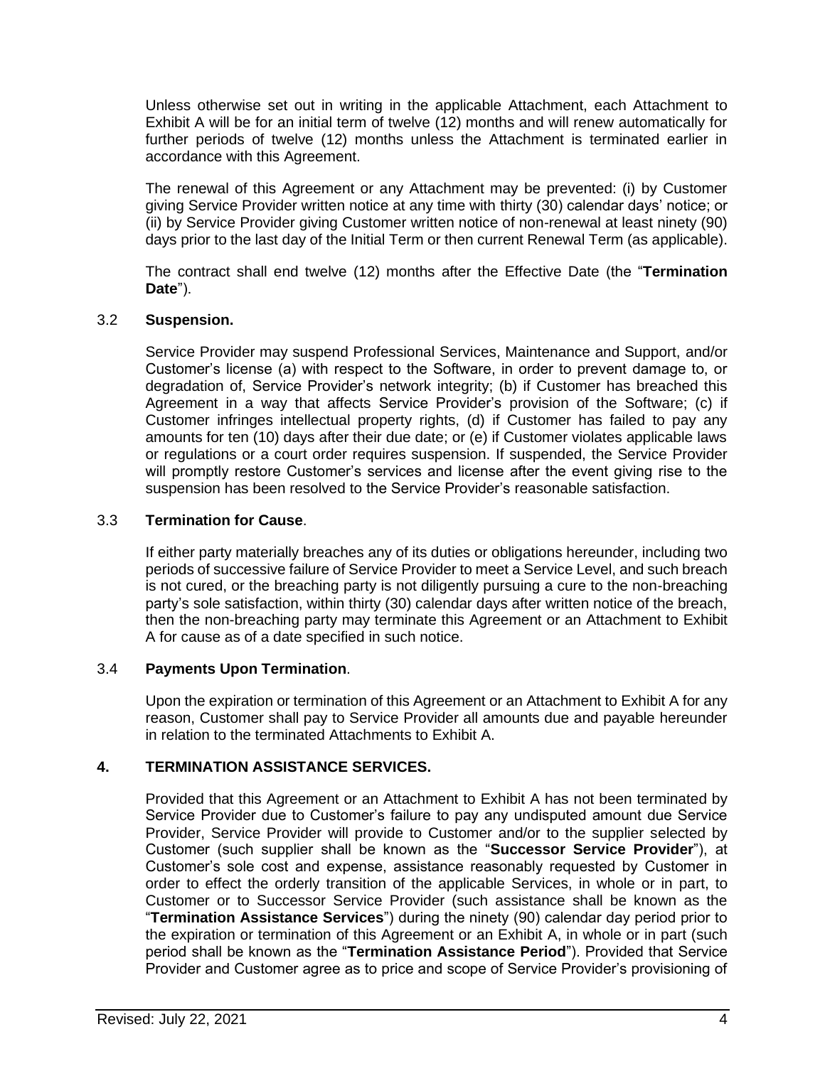Unless otherwise set out in writing in the applicable Attachment, each Attachment to Exhibit A will be for an initial term of twelve (12) months and will renew automatically for further periods of twelve (12) months unless the Attachment is terminated earlier in accordance with this Agreement.

The renewal of this Agreement or any Attachment may be prevented: (i) by Customer giving Service Provider written notice at any time with thirty (30) calendar days' notice; or (ii) by Service Provider giving Customer written notice of non-renewal at least ninety (90) days prior to the last day of the Initial Term or then current Renewal Term (as applicable).

The contract shall end twelve (12) months after the Effective Date (the "**Termination Date**").

### 3.2 **Suspension.**

Service Provider may suspend Professional Services, Maintenance and Support, and/or Customer's license (a) with respect to the Software, in order to prevent damage to, or degradation of, Service Provider's network integrity; (b) if Customer has breached this Agreement in a way that affects Service Provider's provision of the Software; (c) if Customer infringes intellectual property rights, (d) if Customer has failed to pay any amounts for ten (10) days after their due date; or (e) if Customer violates applicable laws or regulations or a court order requires suspension. If suspended, the Service Provider will promptly restore Customer's services and license after the event giving rise to the suspension has been resolved to the Service Provider's reasonable satisfaction.

### 3.3 **Termination for Cause**.

If either party materially breaches any of its duties or obligations hereunder, including two periods of successive failure of Service Provider to meet a Service Level, and such breach is not cured, or the breaching party is not diligently pursuing a cure to the non-breaching party's sole satisfaction, within thirty (30) calendar days after written notice of the breach, then the non-breaching party may terminate this Agreement or an Attachment to Exhibit A for cause as of a date specified in such notice.

### 3.4 **Payments Upon Termination**.

Upon the expiration or termination of this Agreement or an Attachment to Exhibit A for any reason, Customer shall pay to Service Provider all amounts due and payable hereunder in relation to the terminated Attachments to Exhibit A.

## 4. TERMINATION ASSISTANCE SERVICES.

Provided that this Agreement or an Attachment to Exhibit A has not been terminated by Service Provider due to Customer's failure to pay any undisputed amount due Service Provider, Service Provider will provide to Customer and/or to the supplier selected by Customer (such supplier shall be known as the "**Successor Service Provider**"), at Customer's sole cost and expense, assistance reasonably requested by Customer in order to effect the orderly transition of the applicable Services, in whole or in part, to Customer or to Successor Service Provider (such assistance shall be known as the "**Termination Assistance Services**") during the ninety (90) calendar day period prior to the expiration or termination of this Agreement or an Exhibit A, in whole or in part (such period shall be known as the "**Termination Assistance Period**"). Provided that Service Provider and Customer agree as to price and scope of Service Provider's provisioning of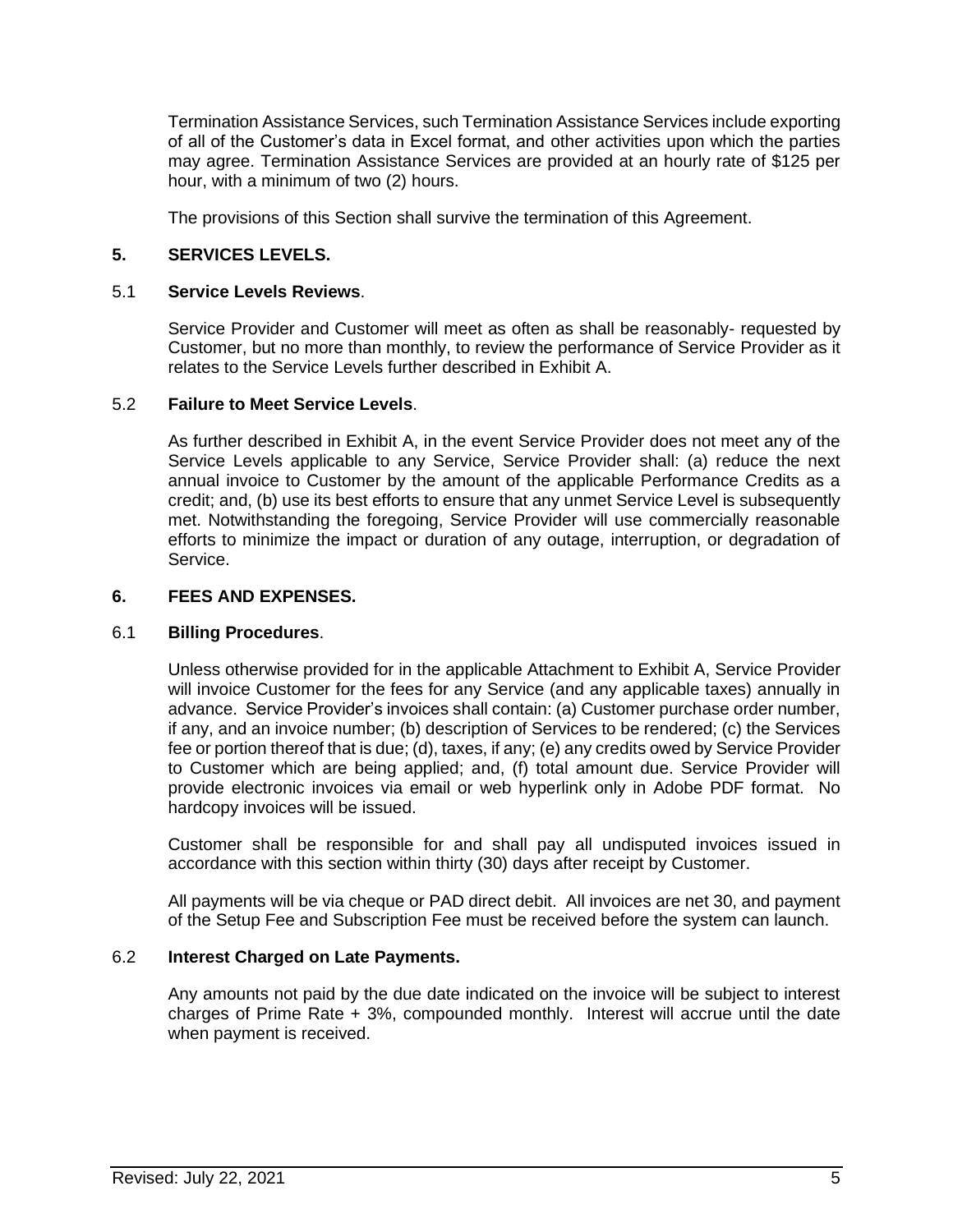Termination Assistance Services, such Termination Assistance Services include exporting of all of the Customer's data in Excel format, and other activities upon which the parties may agree. Termination Assistance Services are provided at an hourly rate of $125 per hour, with a minimum of two (2) hours.

The provisions of this Section shall survive the termination of this Agreement.

## 5. SERVICES LEVELS.

### 5.1 Service Levels Reviews.

Service Provider and Customer will meet as often as shall be reasonably- requested by Customer, but no more than monthly, to review the performance of Service Provider as it relates to the Service Levels further described in Exhibit A.

### 5.2 Failure to Meet Service Levels.

As further described in Exhibit A, in the event Service Provider does not meet any of the Service Levels applicable to any Service, Service Provider shall: (a) reduce the next annual invoice to Customer by the amount of the applicable Performance Credits as a credit; and, (b) use its best efforts to ensure that any unmet Service Level is subsequently met. Notwithstanding the foregoing, Service Provider will use commercially reasonable efforts to minimize the impact or duration of any outage, interruption, or degradation of Service.

## 6. FEES AND EXPENSES.

### 6.1 Billing Procedures.

Unless otherwise provided for in the applicable Attachment to Exhibit A, Service Provider will invoice Customer for the fees for any Service (and any applicable taxes) annually in advance. Service Provider's invoices shall contain: (a) Customer purchase order number, if any, and an invoice number; (b) description of Services to be rendered; (c) the Services fee or portion thereof that is due; (d), taxes, if any; (e) any credits owed by Service Provider to Customer which are being applied; and, (f) total amount due. Service Provider will provide electronic invoices via email or web hyperlink only in Adobe PDF format. No hardcopy invoices will be issued.

Customer shall be responsible for and shall pay all undisputed invoices issued in accordance with this section within thirty (30) days after receipt by Customer.

All payments will be via cheque or PAD direct debit. All invoices are net 30, and payment of the Setup Fee and Subscription Fee must be received before the system can launch.

### 6.2 Interest Charged on Late Payments.

Any amounts not paid by the due date indicated on the invoice will be subject to interest charges of Prime Rate + 3%, compounded monthly. Interest will accrue until the date when payment is received.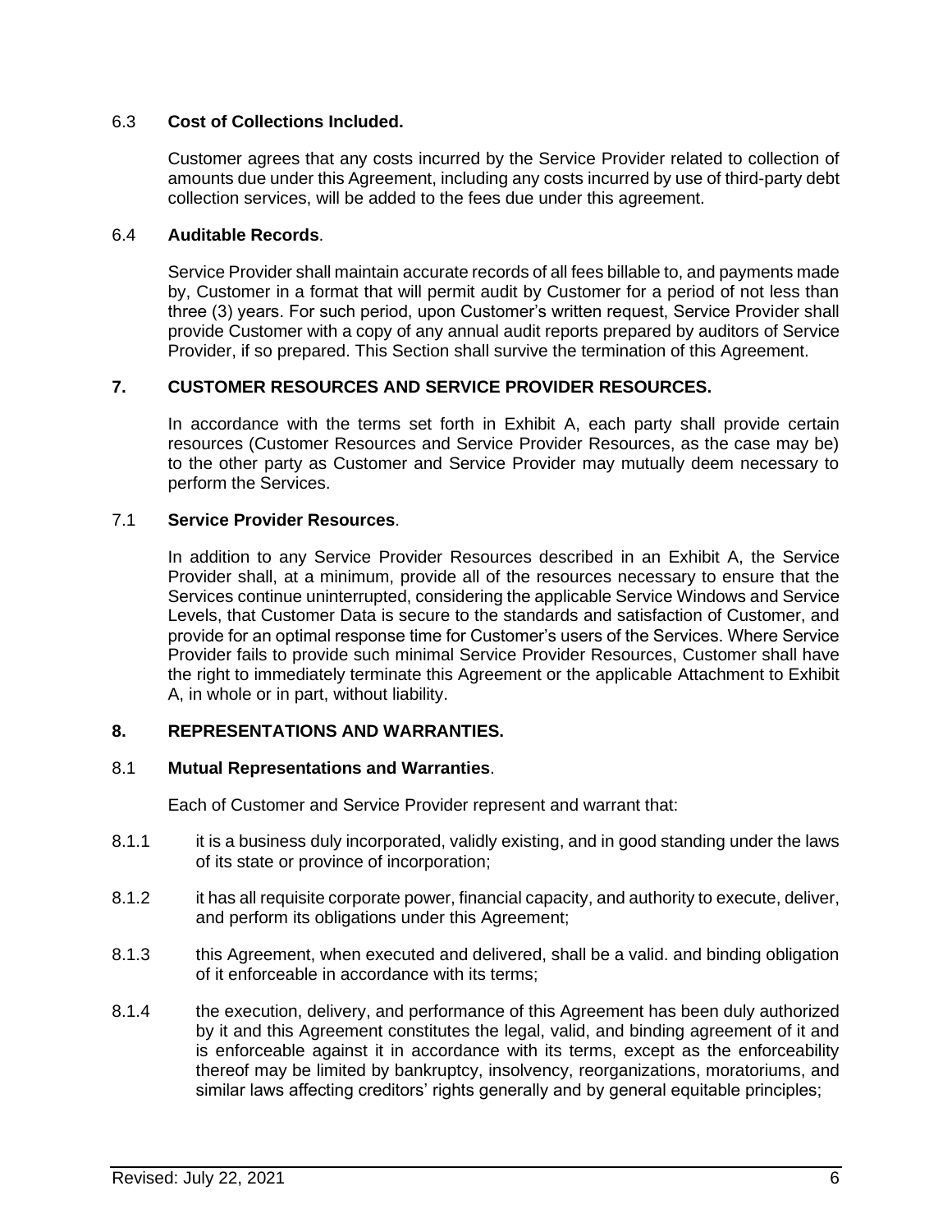### 6.3 **Cost of Collections Included.**

Customer agrees that any costs incurred by the Service Provider related to collection of amounts due under this Agreement, including any costs incurred by use of third-party debt collection services, will be added to the fees due under this agreement.

### 6.4 **Auditable Records**.

Service Provider shall maintain accurate records of all fees billable to, and payments made by, Customer in a format that will permit audit by Customer for a period of not less than three (3) years. For such period, upon Customer's written request, Service Provider shall provide Customer with a copy of any annual audit reports prepared by auditors of Service Provider, if so prepared. This Section shall survive the termination of this Agreement.

## 7. CUSTOMER RESOURCES AND SERVICE PROVIDER RESOURCES.

In accordance with the terms set forth in Exhibit A, each party shall provide certain resources (Customer Resources and Service Provider Resources, as the case may be) to the other party as Customer and Service Provider may mutually deem necessary to perform the Services.

### 7.1 **Service Provider Resources**.

In addition to any Service Provider Resources described in an Exhibit A, the Service Provider shall, at a minimum, provide all of the resources necessary to ensure that the Services continue uninterrupted, considering the applicable Service Windows and Service Levels, that Customer Data is secure to the standards and satisfaction of Customer, and provide for an optimal response time for Customer's users of the Services. Where Service Provider fails to provide such minimal Service Provider Resources, Customer shall have the right to immediately terminate this Agreement or the applicable Attachment to Exhibit A, in whole or in part, without liability.

## 8. REPRESENTATIONS AND WARRANTIES.

### 8.1 **Mutual Representations and Warranties**.

Each of Customer and Service Provider represent and warrant that:

8.1.1 it is a business duly incorporated, validly existing, and in good standing under the laws of its state or province of incorporation;

8.1.2 it has all requisite corporate power, financial capacity, and authority to execute, deliver, and perform its obligations under this Agreement;

8.1.3 this Agreement, when executed and delivered, shall be a valid. and binding obligation of it enforceable in accordance with its terms;

8.1.4 the execution, delivery, and performance of this Agreement has been duly authorized by it and this Agreement constitutes the legal, valid, and binding agreement of it and is enforceable against it in accordance with its terms, except as the enforceability thereof may be limited by bankruptcy, insolvency, reorganizations, moratoriums, and similar laws affecting creditors' rights generally and by general equitable principles;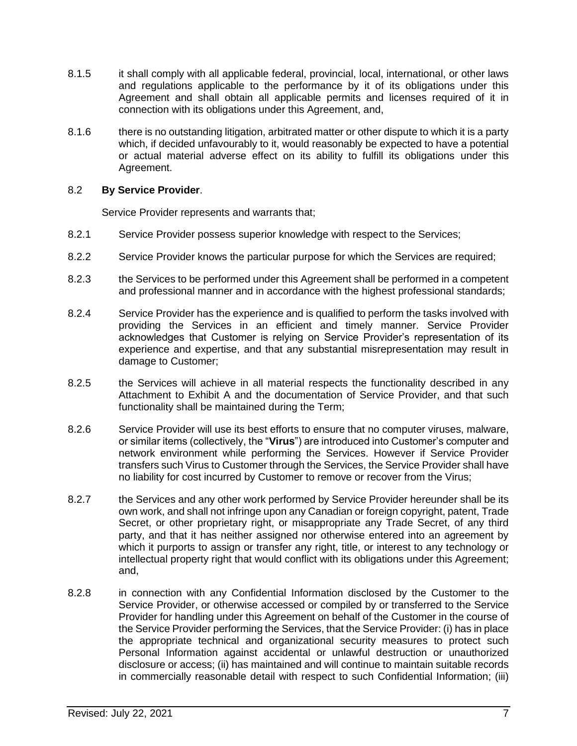8.1.5 it shall comply with all applicable federal, provincial, local, international, or other laws and regulations applicable to the performance by it of its obligations under this Agreement and shall obtain all applicable permits and licenses required of it in connection with its obligations under this Agreement, and,

8.1.6 there is no outstanding litigation, arbitrated matter or other dispute to which it is a party which, if decided unfavourably to it, would reasonably be expected to have a potential or actual material adverse effect on its ability to fulfill its obligations under this Agreement.

8.2 **By Service Provider**.

Service Provider represents and warrants that;

8.2.1 Service Provider possess superior knowledge with respect to the Services;

8.2.2 Service Provider knows the particular purpose for which the Services are required;

8.2.3 the Services to be performed under this Agreement shall be performed in a competent and professional manner and in accordance with the highest professional standards;

8.2.4 Service Provider has the experience and is qualified to perform the tasks involved with providing the Services in an efficient and timely manner. Service Provider acknowledges that Customer is relying on Service Provider's representation of its experience and expertise, and that any substantial misrepresentation may result in damage to Customer;

8.2.5 the Services will achieve in all material respects the functionality described in any Attachment to Exhibit A and the documentation of Service Provider, and that such functionality shall be maintained during the Term;

8.2.6 Service Provider will use its best efforts to ensure that no computer viruses, malware, or similar items (collectively, the "**Virus**") are introduced into Customer's computer and network environment while performing the Services. However if Service Provider transfers such Virus to Customer through the Services, the Service Provider shall have no liability for cost incurred by Customer to remove or recover from the Virus;

8.2.7 the Services and any other work performed by Service Provider hereunder shall be its own work, and shall not infringe upon any Canadian or foreign copyright, patent, Trade Secret, or other proprietary right, or misappropriate any Trade Secret, of any third party, and that it has neither assigned nor otherwise entered into an agreement by which it purports to assign or transfer any right, title, or interest to any technology or intellectual property right that would conflict with its obligations under this Agreement; and,

8.2.8 in connection with any Confidential Information disclosed by the Customer to the Service Provider, or otherwise accessed or compiled by or transferred to the Service Provider for handling under this Agreement on behalf of the Customer in the course of the Service Provider performing the Services, that the Service Provider: (i) has in place the appropriate technical and organizational security measures to protect such Personal Information against accidental or unlawful destruction or unauthorized disclosure or access; (ii) has maintained and will continue to maintain suitable records in commercially reasonable detail with respect to such Confidential Information; (iii)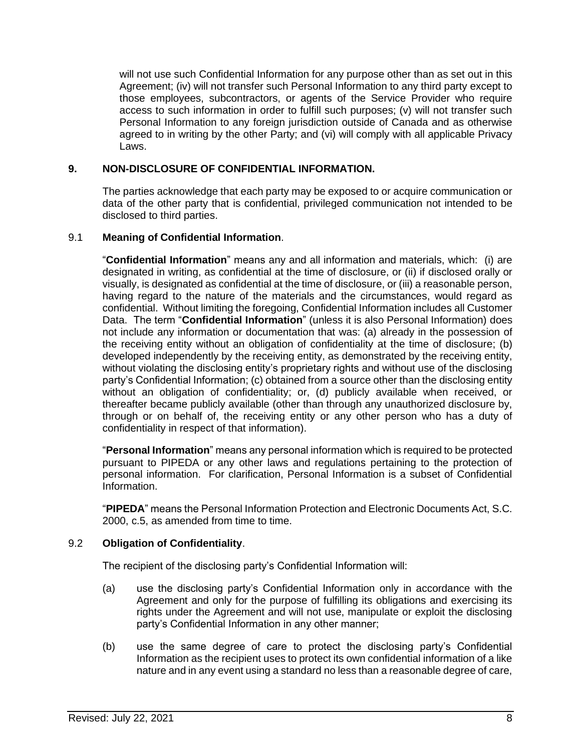will not use such Confidential Information for any purpose other than as set out in this Agreement; (iv) will not transfer such Personal Information to any third party except to those employees, subcontractors, or agents of the Service Provider who require access to such information in order to fulfill such purposes; (v) will not transfer such Personal Information to any foreign jurisdiction outside of Canada and as otherwise agreed to in writing by the other Party; and (vi) will comply with all applicable Privacy Laws.

## 9. NON-DISCLOSURE OF CONFIDENTIAL INFORMATION.

The parties acknowledge that each party may be exposed to or acquire communication or data of the other party that is confidential, privileged communication not intended to be disclosed to third parties.

### 9.1 Meaning of Confidential Information.

"**Confidential Information**" means any and all information and materials, which: (i) are designated in writing, as confidential at the time of disclosure, or (ii) if disclosed orally or visually, is designated as confidential at the time of disclosure, or (iii) a reasonable person, having regard to the nature of the materials and the circumstances, would regard as confidential. Without limiting the foregoing, Confidential Information includes all Customer Data. The term "**Confidential Information**" (unless it is also Personal Information) does not include any information or documentation that was: (a) already in the possession of the receiving entity without an obligation of confidentiality at the time of disclosure; (b) developed independently by the receiving entity, as demonstrated by the receiving entity, without violating the disclosing entity's proprietary rights and without use of the disclosing party's Confidential Information; (c) obtained from a source other than the disclosing entity without an obligation of confidentiality; or, (d) publicly available when received, or thereafter became publicly available (other than through any unauthorized disclosure by, through or on behalf of, the receiving entity or any other person who has a duty of confidentiality in respect of that information).

"**Personal Information**" means any personal information which is required to be protected pursuant to PIPEDA or any other laws and regulations pertaining to the protection of personal information. For clarification, Personal Information is a subset of Confidential Information.

"**PIPEDA**" means the Personal Information Protection and Electronic Documents Act, S.C. 2000, c.5, as amended from time to time.

### 9.2 Obligation of Confidentiality.

The recipient of the disclosing party's Confidential Information will:

(a) use the disclosing party's Confidential Information only in accordance with the Agreement and only for the purpose of fulfilling its obligations and exercising its rights under the Agreement and will not use, manipulate or exploit the disclosing party's Confidential Information in any other manner;

(b) use the same degree of care to protect the disclosing party's Confidential Information as the recipient uses to protect its own confidential information of a like nature and in any event using a standard no less than a reasonable degree of care,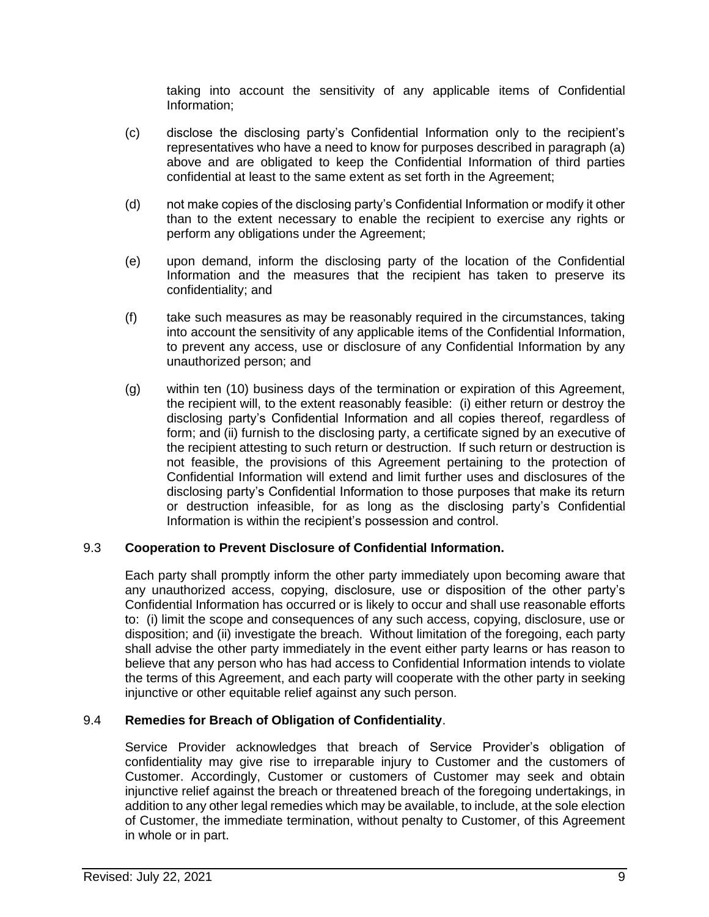taking into account the sensitivity of any applicable items of Confidential Information;

(c) disclose the disclosing party's Confidential Information only to the recipient's representatives who have a need to know for purposes described in paragraph (a) above and are obligated to keep the Confidential Information of third parties confidential at least to the same extent as set forth in the Agreement;

(d) not make copies of the disclosing party's Confidential Information or modify it other than to the extent necessary to enable the recipient to exercise any rights or perform any obligations under the Agreement;

(e) upon demand, inform the disclosing party of the location of the Confidential Information and the measures that the recipient has taken to preserve its confidentiality; and

(f) take such measures as may be reasonably required in the circumstances, taking into account the sensitivity of any applicable items of the Confidential Information, to prevent any access, use or disclosure of any Confidential Information by any unauthorized person; and

(g) within ten (10) business days of the termination or expiration of this Agreement, the recipient will, to the extent reasonably feasible: (i) either return or destroy the disclosing party's Confidential Information and all copies thereof, regardless of form; and (ii) furnish to the disclosing party, a certificate signed by an executive of the recipient attesting to such return or destruction. If such return or destruction is not feasible, the provisions of this Agreement pertaining to the protection of Confidential Information will extend and limit further uses and disclosures of the disclosing party's Confidential Information to those purposes that make its return or destruction infeasible, for as long as the disclosing party's Confidential Information is within the recipient's possession and control.

## 9.3 **Cooperation to Prevent Disclosure of Confidential Information.**

Each party shall promptly inform the other party immediately upon becoming aware that any unauthorized access, copying, disclosure, use or disposition of the other party's Confidential Information has occurred or is likely to occur and shall use reasonable efforts to: (i) limit the scope and consequences of any such access, copying, disclosure, use or disposition; and (ii) investigate the breach. Without limitation of the foregoing, each party shall advise the other party immediately in the event either party learns or has reason to believe that any person who has had access to Confidential Information intends to violate the terms of this Agreement, and each party will cooperate with the other party in seeking injunctive or other equitable relief against any such person.

## 9.4 **Remedies for Breach of Obligation of Confidentiality**.

Service Provider acknowledges that breach of Service Provider's obligation of confidentiality may give rise to irreparable injury to Customer and the customers of Customer. Accordingly, Customer or customers of Customer may seek and obtain injunctive relief against the breach or threatened breach of the foregoing undertakings, in addition to any other legal remedies which may be available, to include, at the sole election of Customer, the immediate termination, without penalty to Customer, of this Agreement in whole or in part.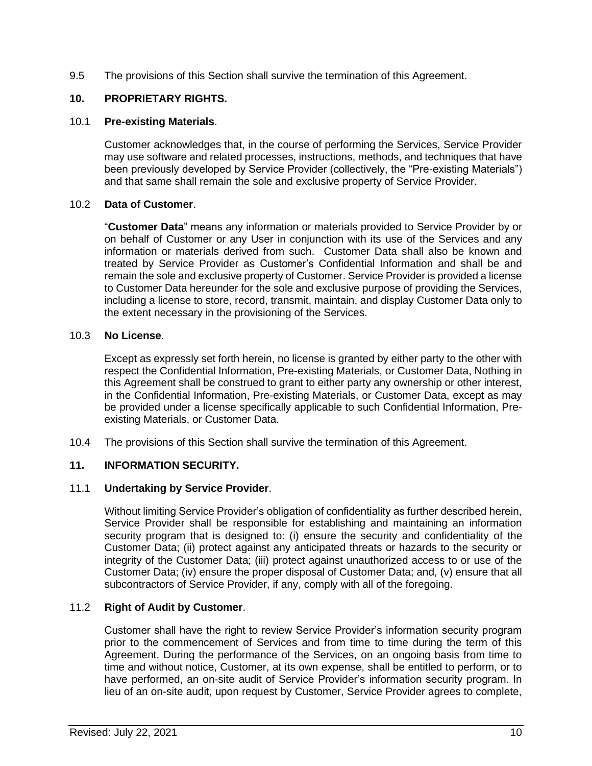9.5 The provisions of this Section shall survive the termination of this Agreement.

## 10. PROPRIETARY RIGHTS.

### 10.1 Pre-existing Materials.

Customer acknowledges that, in the course of performing the Services, Service Provider may use software and related processes, instructions, methods, and techniques that have been previously developed by Service Provider (collectively, the "Pre-existing Materials") and that same shall remain the sole and exclusive property of Service Provider.

### 10.2 Data of Customer.

"**Customer Data**" means any information or materials provided to Service Provider by or on behalf of Customer or any User in conjunction with its use of the Services and any information or materials derived from such. Customer Data shall also be known and treated by Service Provider as Customer's Confidential Information and shall be and remain the sole and exclusive property of Customer. Service Provider is provided a license to Customer Data hereunder for the sole and exclusive purpose of providing the Services, including a license to store, record, transmit, maintain, and display Customer Data only to the extent necessary in the provisioning of the Services.

### 10.3 No License.

Except as expressly set forth herein, no license is granted by either party to the other with respect the Confidential Information, Pre-existing Materials, or Customer Data, Nothing in this Agreement shall be construed to grant to either party any ownership or other interest, in the Confidential Information, Pre-existing Materials, or Customer Data, except as may be provided under a license specifically applicable to such Confidential Information, Pre-existing Materials, or Customer Data.

10.4 The provisions of this Section shall survive the termination of this Agreement.

## 11. INFORMATION SECURITY.

### 11.1 Undertaking by Service Provider.

Without limiting Service Provider's obligation of confidentiality as further described herein, Service Provider shall be responsible for establishing and maintaining an information security program that is designed to: (i) ensure the security and confidentiality of the Customer Data; (ii) protect against any anticipated threats or hazards to the security or integrity of the Customer Data; (iii) protect against unauthorized access to or use of the Customer Data; (iv) ensure the proper disposal of Customer Data; and, (v) ensure that all subcontractors of Service Provider, if any, comply with all of the foregoing.

### 11.2 Right of Audit by Customer.

Customer shall have the right to review Service Provider's information security program prior to the commencement of Services and from time to time during the term of this Agreement. During the performance of the Services, on an ongoing basis from time to time and without notice, Customer, at its own expense, shall be entitled to perform, or to have performed, an on-site audit of Service Provider's information security program. In lieu of an on-site audit, upon request by Customer, Service Provider agrees to complete,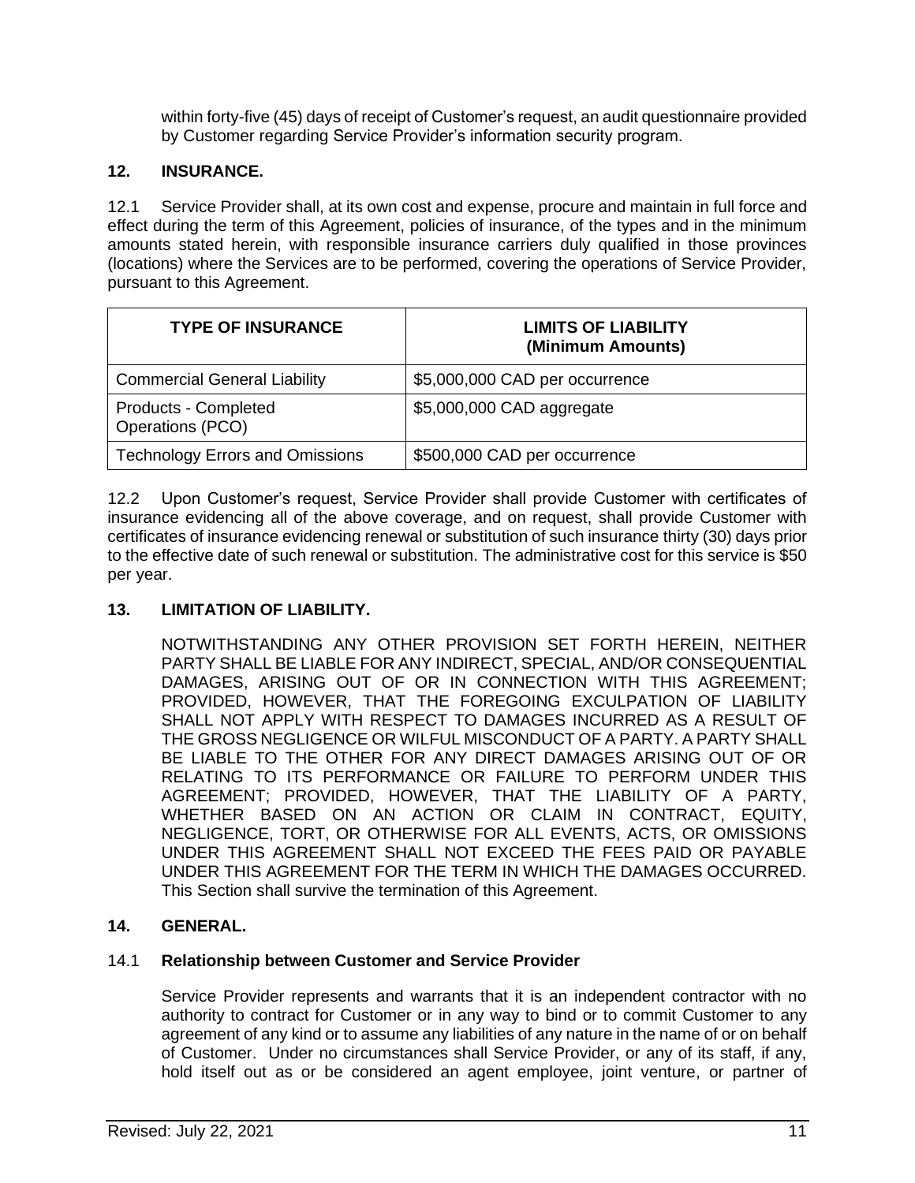within forty-five (45) days of receipt of Customer's request, an audit questionnaire provided by Customer regarding Service Provider's information security program.

## 12. INSURANCE.

12.1 Service Provider shall, at its own cost and expense, procure and maintain in full force and effect during the term of this Agreement, policies of insurance, of the types and in the minimum amounts stated herein, with responsible insurance carriers duly qualified in those provinces (locations) where the Services are to be performed, covering the operations of Service Provider, pursuant to this Agreement.

| TYPE OF INSURANCE | LIMITS OF LIABILITY (Minimum Amounts) |
|---|---|
| Commercial General Liability | $5,000,000 CAD per occurrence |
| Products - Completed Operations (PCO) | $5,000,000 CAD aggregate |
| Technology Errors and Omissions | $500,000 CAD per occurrence |

12.2 Upon Customer's request, Service Provider shall provide Customer with certificates of insurance evidencing all of the above coverage, and on request, shall provide Customer with certificates of insurance evidencing renewal or substitution of such insurance thirty (30) days prior to the effective date of such renewal or substitution. The administrative cost for this service is $50 per year.

## 13. LIMITATION OF LIABILITY.

NOTWITHSTANDING ANY OTHER PROVISION SET FORTH HEREIN, NEITHER PARTY SHALL BE LIABLE FOR ANY INDIRECT, SPECIAL, AND/OR CONSEQUENTIAL DAMAGES, ARISING OUT OF OR IN CONNECTION WITH THIS AGREEMENT; PROVIDED, HOWEVER, THAT THE FOREGOING EXCULPATION OF LIABILITY SHALL NOT APPLY WITH RESPECT TO DAMAGES INCURRED AS A RESULT OF THE GROSS NEGLIGENCE OR WILFUL MISCONDUCT OF A PARTY. A PARTY SHALL BE LIABLE TO THE OTHER FOR ANY DIRECT DAMAGES ARISING OUT OF OR RELATING TO ITS PERFORMANCE OR FAILURE TO PERFORM UNDER THIS AGREEMENT; PROVIDED, HOWEVER, THAT THE LIABILITY OF A PARTY, WHETHER BASED ON AN ACTION OR CLAIM IN CONTRACT, EQUITY, NEGLIGENCE, TORT, OR OTHERWISE FOR ALL EVENTS, ACTS, OR OMISSIONS UNDER THIS AGREEMENT SHALL NOT EXCEED THE FEES PAID OR PAYABLE UNDER THIS AGREEMENT FOR THE TERM IN WHICH THE DAMAGES OCCURRED. This Section shall survive the termination of this Agreement.

## 14. GENERAL.

### 14.1 Relationship between Customer and Service Provider

Service Provider represents and warrants that it is an independent contractor with no authority to contract for Customer or in any way to bind or to commit Customer to any agreement of any kind or to assume any liabilities of any nature in the name of or on behalf of Customer. Under no circumstances shall Service Provider, or any of its staff, if any, hold itself out as or be considered an agent employee, joint venture, or partner of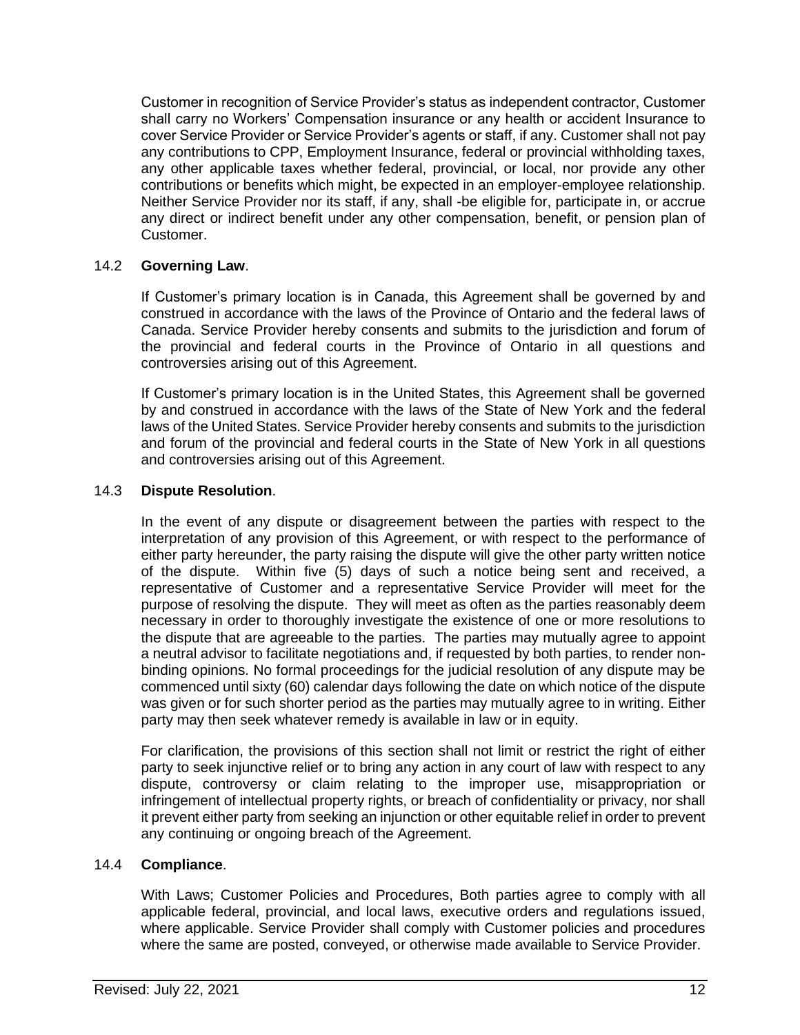Customer in recognition of Service Provider's status as independent contractor, Customer shall carry no Workers' Compensation insurance or any health or accident Insurance to cover Service Provider or Service Provider's agents or staff, if any. Customer shall not pay any contributions to CPP, Employment Insurance, federal or provincial withholding taxes, any other applicable taxes whether federal, provincial, or local, nor provide any other contributions or benefits which might, be expected in an employer-employee relationship. Neither Service Provider nor its staff, if any, shall -be eligible for, participate in, or accrue any direct or indirect benefit under any other compensation, benefit, or pension plan of Customer.

14.2 **Governing Law**.

If Customer's primary location is in Canada, this Agreement shall be governed by and construed in accordance with the laws of the Province of Ontario and the federal laws of Canada. Service Provider hereby consents and submits to the jurisdiction and forum of the provincial and federal courts in the Province of Ontario in all questions and controversies arising out of this Agreement.

If Customer's primary location is in the United States, this Agreement shall be governed by and construed in accordance with the laws of the State of New York and the federal laws of the United States. Service Provider hereby consents and submits to the jurisdiction and forum of the provincial and federal courts in the State of New York in all questions and controversies arising out of this Agreement.

14.3 **Dispute Resolution**.

In the event of any dispute or disagreement between the parties with respect to the interpretation of any provision of this Agreement, or with respect to the performance of either party hereunder, the party raising the dispute will give the other party written notice of the dispute. Within five (5) days of such a notice being sent and received, a representative of Customer and a representative Service Provider will meet for the purpose of resolving the dispute. They will meet as often as the parties reasonably deem necessary in order to thoroughly investigate the existence of one or more resolutions to the dispute that are agreeable to the parties. The parties may mutually agree to appoint a neutral advisor to facilitate negotiations and, if requested by both parties, to render non-binding opinions. No formal proceedings for the judicial resolution of any dispute may be commenced until sixty (60) calendar days following the date on which notice of the dispute was given or for such shorter period as the parties may mutually agree to in writing. Either party may then seek whatever remedy is available in law or in equity.

For clarification, the provisions of this section shall not limit or restrict the right of either party to seek injunctive relief or to bring any action in any court of law with respect to any dispute, controversy or claim relating to the improper use, misappropriation or infringement of intellectual property rights, or breach of confidentiality or privacy, nor shall it prevent either party from seeking an injunction or other equitable relief in order to prevent any continuing or ongoing breach of the Agreement.

14.4 **Compliance**.

With Laws; Customer Policies and Procedures, Both parties agree to comply with all applicable federal, provincial, and local laws, executive orders and regulations issued, where applicable. Service Provider shall comply with Customer policies and procedures where the same are posted, conveyed, or otherwise made available to Service Provider.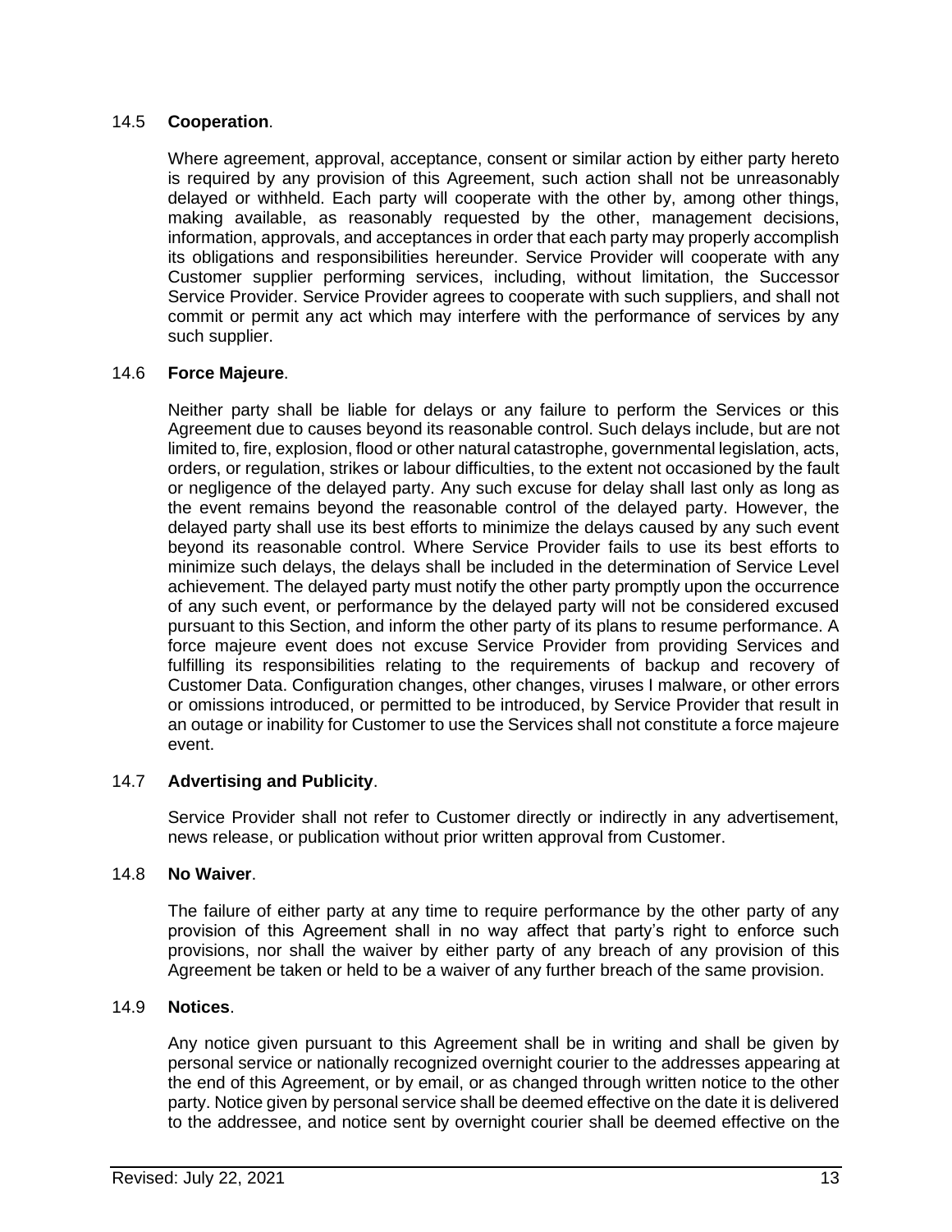### 14.5 **Cooperation**.

Where agreement, approval, acceptance, consent or similar action by either party hereto is required by any provision of this Agreement, such action shall not be unreasonably delayed or withheld. Each party will cooperate with the other by, among other things, making available, as reasonably requested by the other, management decisions, information, approvals, and acceptances in order that each party may properly accomplish its obligations and responsibilities hereunder. Service Provider will cooperate with any Customer supplier performing services, including, without limitation, the Successor Service Provider. Service Provider agrees to cooperate with such suppliers, and shall not commit or permit any act which may interfere with the performance of services by any such supplier.

### 14.6 **Force Majeure**.

Neither party shall be liable for delays or any failure to perform the Services or this Agreement due to causes beyond its reasonable control. Such delays include, but are not limited to, fire, explosion, flood or other natural catastrophe, governmental legislation, acts, orders, or regulation, strikes or labour difficulties, to the extent not occasioned by the fault or negligence of the delayed party. Any such excuse for delay shall last only as long as the event remains beyond the reasonable control of the delayed party. However, the delayed party shall use its best efforts to minimize the delays caused by any such event beyond its reasonable control. Where Service Provider fails to use its best efforts to minimize such delays, the delays shall be included in the determination of Service Level achievement. The delayed party must notify the other party promptly upon the occurrence of any such event, or performance by the delayed party will not be considered excused pursuant to this Section, and inform the other party of its plans to resume performance. A force majeure event does not excuse Service Provider from providing Services and fulfilling its responsibilities relating to the requirements of backup and recovery of Customer Data. Configuration changes, other changes, viruses I malware, or other errors or omissions introduced, or permitted to be introduced, by Service Provider that result in an outage or inability for Customer to use the Services shall not constitute a force majeure event.

### 14.7 **Advertising and Publicity**.

Service Provider shall not refer to Customer directly or indirectly in any advertisement, news release, or publication without prior written approval from Customer.

### 14.8 **No Waiver**.

The failure of either party at any time to require performance by the other party of any provision of this Agreement shall in no way affect that party's right to enforce such provisions, nor shall the waiver by either party of any breach of any provision of this Agreement be taken or held to be a waiver of any further breach of the same provision.

### 14.9 **Notices**.

Any notice given pursuant to this Agreement shall be in writing and shall be given by personal service or nationally recognized overnight courier to the addresses appearing at the end of this Agreement, or by email, or as changed through written notice to the other party. Notice given by personal service shall be deemed effective on the date it is delivered to the addressee, and notice sent by overnight courier shall be deemed effective on the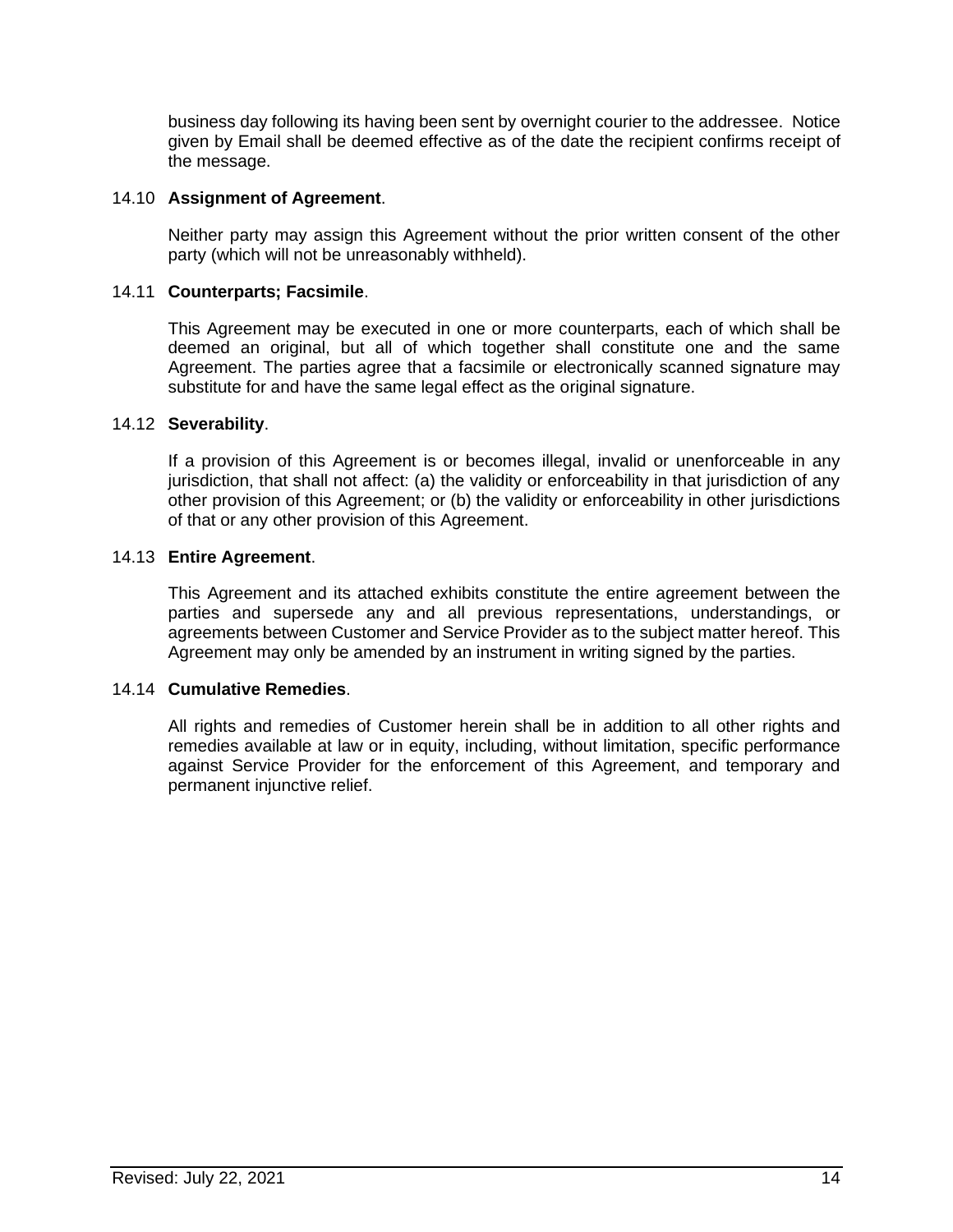business day following its having been sent by overnight courier to the addressee. Notice given by Email shall be deemed effective as of the date the recipient confirms receipt of the message.

14.10 **Assignment of Agreement**.

Neither party may assign this Agreement without the prior written consent of the other party (which will not be unreasonably withheld).

14.11 **Counterparts; Facsimile**.

This Agreement may be executed in one or more counterparts, each of which shall be deemed an original, but all of which together shall constitute one and the same Agreement. The parties agree that a facsimile or electronically scanned signature may substitute for and have the same legal effect as the original signature.

14.12 **Severability**.

If a provision of this Agreement is or becomes illegal, invalid or unenforceable in any jurisdiction, that shall not affect: (a) the validity or enforceability in that jurisdiction of any other provision of this Agreement; or (b) the validity or enforceability in other jurisdictions of that or any other provision of this Agreement.

14.13 **Entire Agreement**.

This Agreement and its attached exhibits constitute the entire agreement between the parties and supersede any and all previous representations, understandings, or agreements between Customer and Service Provider as to the subject matter hereof. This Agreement may only be amended by an instrument in writing signed by the parties.

14.14 **Cumulative Remedies**.

All rights and remedies of Customer herein shall be in addition to all other rights and remedies available at law or in equity, including, without limitation, specific performance against Service Provider for the enforcement of this Agreement, and temporary and permanent injunctive relief.

Revised: July 22, 2021